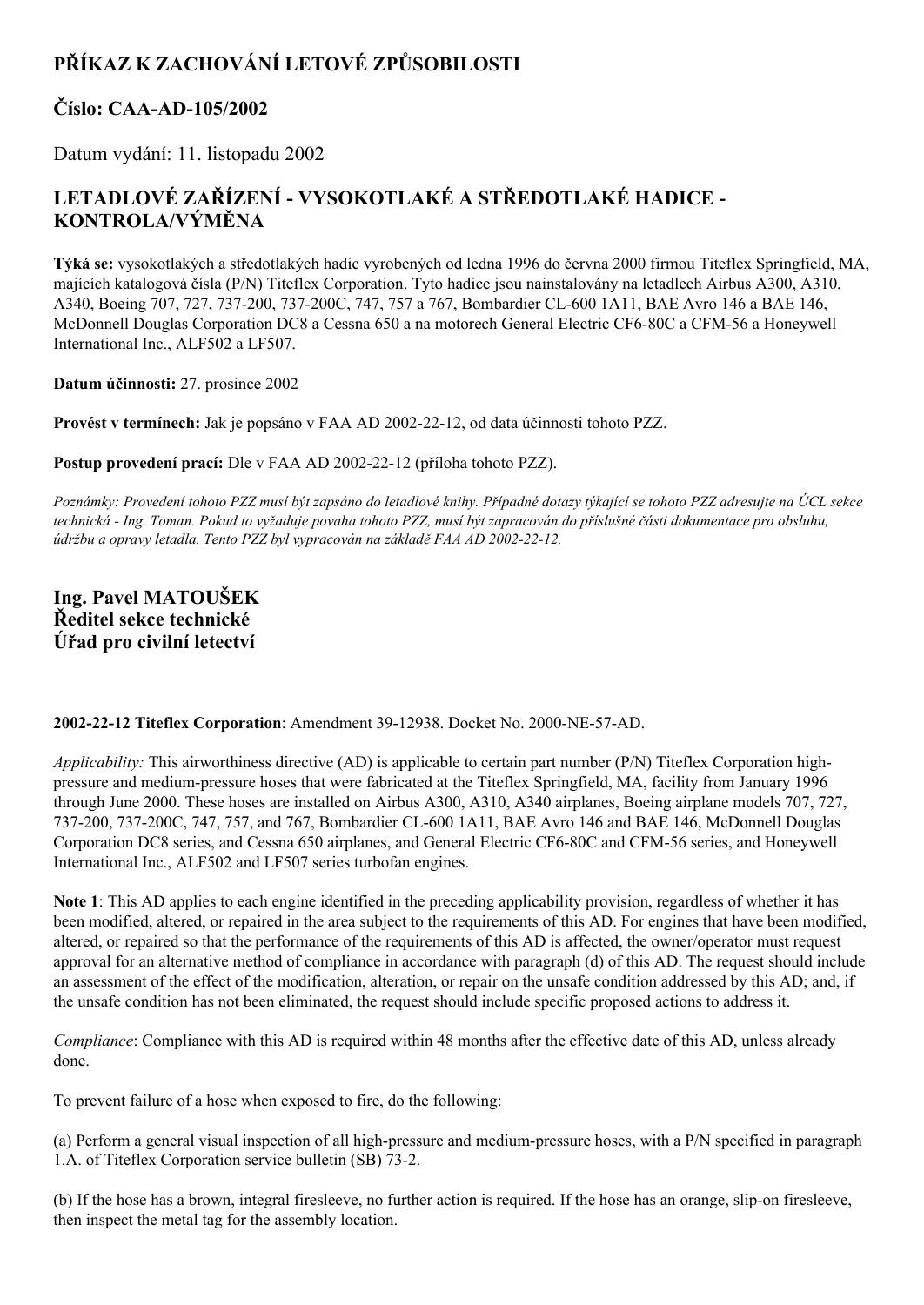# PŘÍKAZ K ZACHOVÁNÍ LETOVÉ ZPŮSOBILOSTI

## Číslo: CAA-AD-105/2002

Datum vydání: 11. listopadu 2002

## LETADLOVÉ ZAŘÍZENÍ - VYSOKOTLAKÉ A STŘEDOTLAKÉ HADICE - KONTROLA/VÝMĚNA

**Týká se:** vysokotlakých a středotlakých hadic vyrobených od ledna 1996 do června 2000 firmou Titeflex Springfield, MA, majících katalogová čísla (P/N) Titeflex Corporation. Tyto hadice jsou nainstalovány na letadlech Airbus A300, A310, A340, Boeing 707, 727, 737-200, 737-200C, 747, 757 a 767, Bombardier CL-600 1A11, BAE Avro 146 a BAE 146, McDonnell Douglas Corporation DC8 a Cessna 650 a na motorech General Electric CF6-80C a CFM-56 a Honeywell International Inc., ALF502 a LF507.

**Datum účinnosti:** 27. prosince 2002

**Provést v termínech:** Jak je popsáno v FAA AD 2002-22-12, od data účinnosti tohoto PZZ.

**Postup provedení prací:** Dle v FAA AD 2002-22-12 (příloha tohoto PZZ).

*Poznámky: Provedení tohoto PZZ musí být zapsáno do letadlové knihy. Případné dotazy týkající se tohoto PZZ adresujte na ÚCL sekce technická - Ing. Toman. Pokud to vyžaduje povaha tohoto PZZ, musí být zapracován do příslušné části dokumentace pro obsluhu, údržbu a opravy letadla. Tento PZZ byl vypracován na základě FAA AD 2002-22-12.*

### Ing. Pavel MATOUŠEK
### Ředitel sekce technické
### Úřad pro civilní letectví

**2002-22-12 Titeflex Corporation**: Amendment 39-12938. Docket No. 2000-NE-57-AD.

*Applicability:* This airworthiness directive (AD) is applicable to certain part number (P/N) Titeflex Corporation high-pressure and medium-pressure hoses that were fabricated at the Titeflex Springfield, MA, facility from January 1996 through June 2000. These hoses are installed on Airbus A300, A310, A340 airplanes, Boeing airplane models 707, 727, 737-200, 737-200C, 747, 757, and 767, Bombardier CL-600 1A11, BAE Avro 146 and BAE 146, McDonnell Douglas Corporation DC8 series, and Cessna 650 airplanes, and General Electric CF6-80C and CFM-56 series, and Honeywell International Inc., ALF502 and LF507 series turbofan engines.

**Note 1**: This AD applies to each engine identified in the preceding applicability provision, regardless of whether it has been modified, altered, or repaired in the area subject to the requirements of this AD. For engines that have been modified, altered, or repaired so that the performance of the requirements of this AD is affected, the owner/operator must request approval for an alternative method of compliance in accordance with paragraph (d) of this AD. The request should include an assessment of the effect of the modification, alteration, or repair on the unsafe condition addressed by this AD; and, if the unsafe condition has not been eliminated, the request should include specific proposed actions to address it.

*Compliance*: Compliance with this AD is required within 48 months after the effective date of this AD, unless already done.

To prevent failure of a hose when exposed to fire, do the following:

(a) Perform a general visual inspection of all high-pressure and medium-pressure hoses, with a P/N specified in paragraph 1.A. of Titeflex Corporation service bulletin (SB) 73-2.

(b) If the hose has a brown, integral firesleeve, no further action is required. If the hose has an orange, slip-on firesleeve, then inspect the metal tag for the assembly location.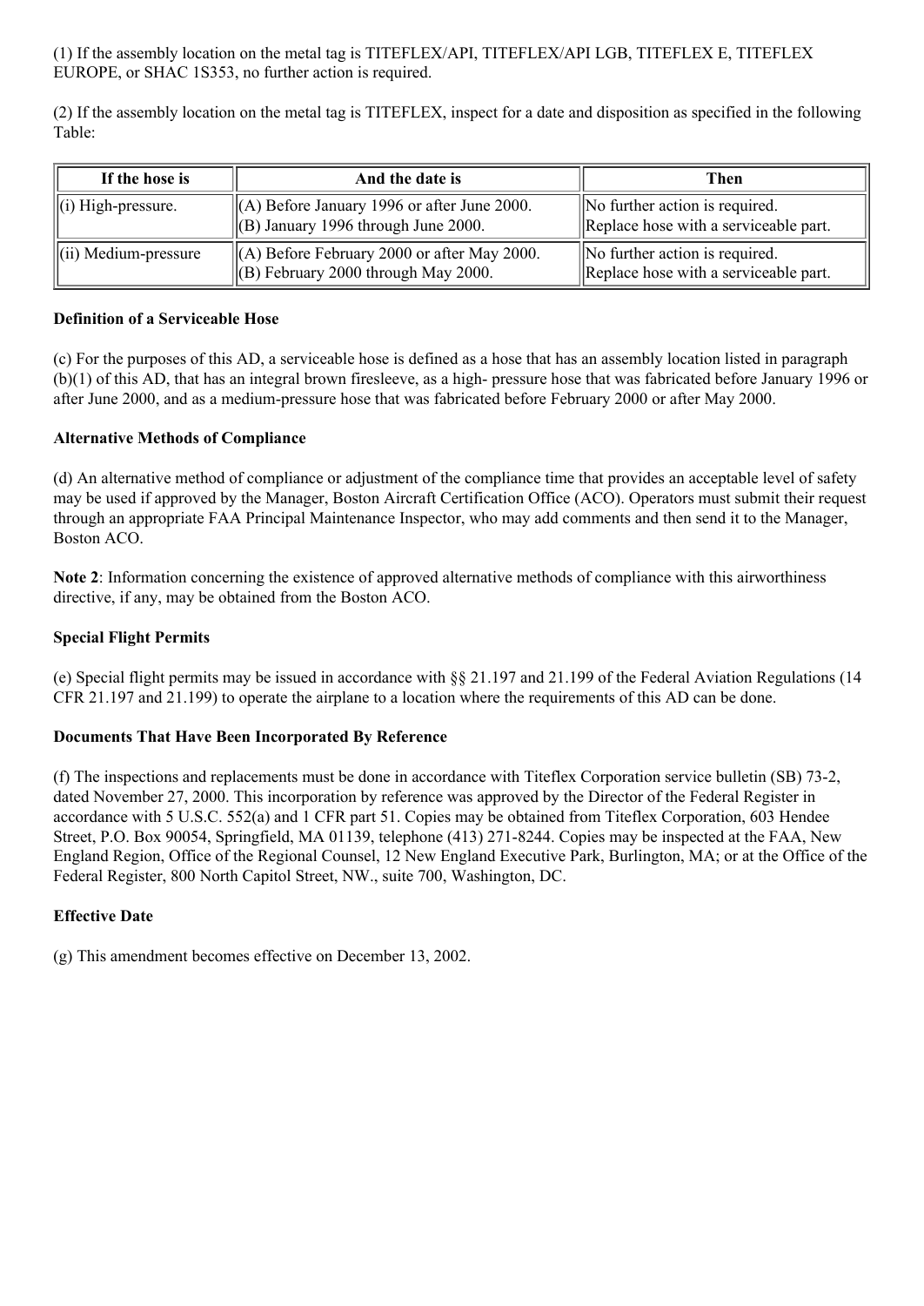(1) If the assembly location on the metal tag is TITEFLEX/API, TITEFLEX/API LGB, TITEFLEX E, TITEFLEX EUROPE, or SHAC 1S353, no further action is required.

(2) If the assembly location on the metal tag is TITEFLEX, inspect for a date and disposition as specified in the following Table:

| If the hose is | And the date is | Then |
|---|---|---|
| (i) High-pressure. | (A) Before January 1996 or after June 2000.<br>(B) January 1996 through June 2000. | No further action is required.<br>Replace hose with a serviceable part. |
| (ii) Medium-pressure | (A) Before February 2000 or after May 2000.<br>(B) February 2000 through May 2000. | No further action is required.<br>Replace hose with a serviceable part. |

**Definition of a Serviceable Hose**

(c) For the purposes of this AD, a serviceable hose is defined as a hose that has an assembly location listed in paragraph (b)(1) of this AD, that has an integral brown firesleeve, as a high- pressure hose that was fabricated before January 1996 or after June 2000, and as a medium-pressure hose that was fabricated before February 2000 or after May 2000.

**Alternative Methods of Compliance**

(d) An alternative method of compliance or adjustment of the compliance time that provides an acceptable level of safety may be used if approved by the Manager, Boston Aircraft Certification Office (ACO). Operators must submit their request through an appropriate FAA Principal Maintenance Inspector, who may add comments and then send it to the Manager, Boston ACO.

**Note 2**: Information concerning the existence of approved alternative methods of compliance with this airworthiness directive, if any, may be obtained from the Boston ACO.

**Special Flight Permits**

(e) Special flight permits may be issued in accordance with §§ 21.197 and 21.199 of the Federal Aviation Regulations (14 CFR 21.197 and 21.199) to operate the airplane to a location where the requirements of this AD can be done.

**Documents That Have Been Incorporated By Reference**

(f) The inspections and replacements must be done in accordance with Titeflex Corporation service bulletin (SB) 73-2, dated November 27, 2000. This incorporation by reference was approved by the Director of the Federal Register in accordance with 5 U.S.C. 552(a) and 1 CFR part 51. Copies may be obtained from Titeflex Corporation, 603 Hendee Street, P.O. Box 90054, Springfield, MA 01139, telephone (413) 271-8244. Copies may be inspected at the FAA, New England Region, Office of the Regional Counsel, 12 New England Executive Park, Burlington, MA; or at the Office of the Federal Register, 800 North Capitol Street, NW., suite 700, Washington, DC.

**Effective Date**

(g) This amendment becomes effective on December 13, 2002.